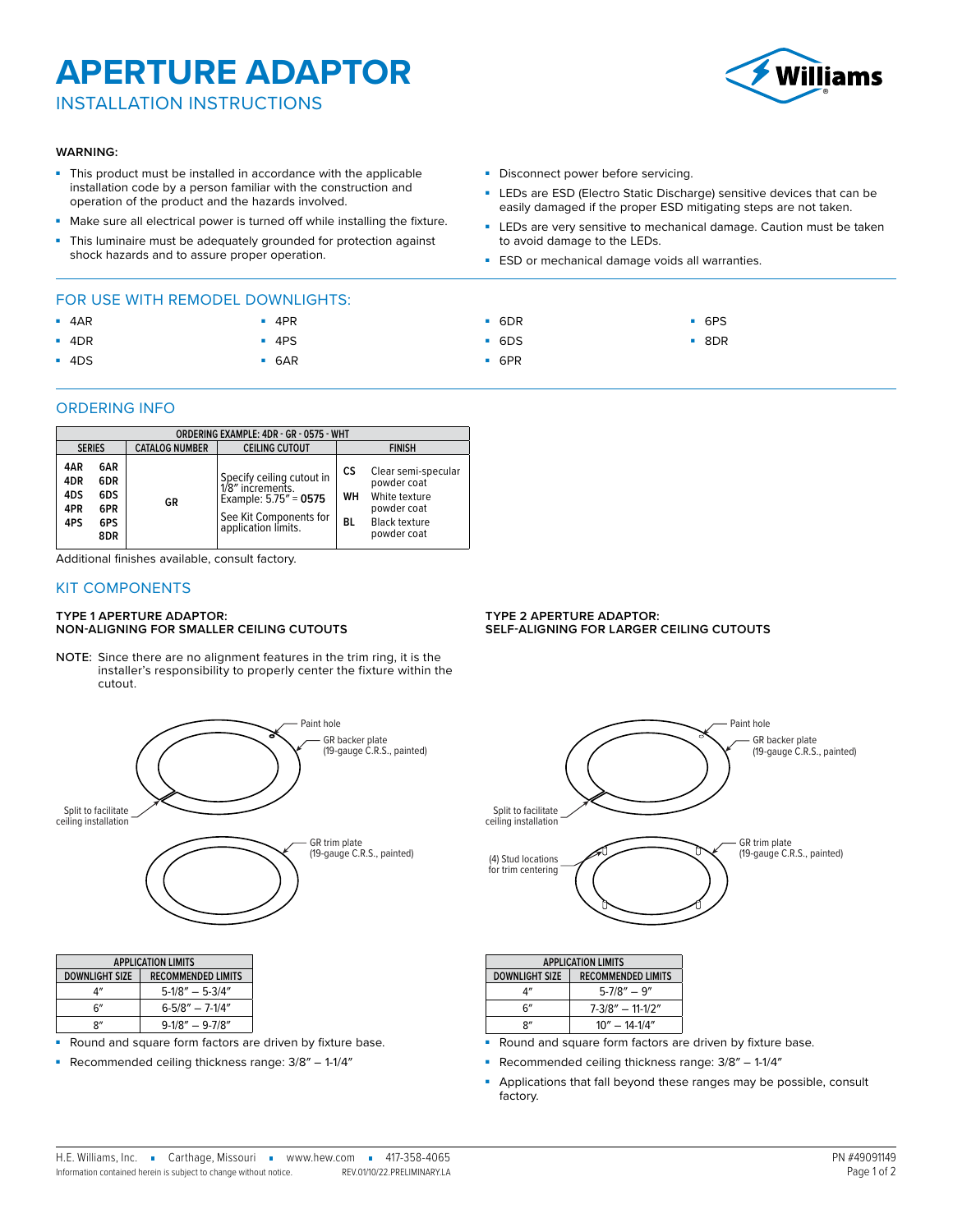# APERTURE ADAPTOR

## INSTALLATION INSTRUCTIONS

**WARNING:**

- This product must be installed in accordance with the applicable installation code by a person familiar with the construction and operation of the product and the hazards involved.
- Make sure all electrical power is turned off while installing the fixture.
- This luminaire must be adequately grounded for protection against shock hazards and to assure proper operation.
- Disconnect power before servicing.
- LEDs are ESD (Electro Static Discharge) sensitive devices that can be easily damaged if the proper ESD mitigating steps are not taken.
- LEDs are very sensitive to mechanical damage. Caution must be taken to avoid damage to the LEDs.
- ESD or mechanical damage voids all warranties.

## FOR USE WITH REMODEL DOWNLIGHTS:

- 4AR
- 4DR
- 4DS
- 4PR
- 4PS
- 6AR
- 6DR
- 6DS
- 6PR
- 6PS
- 8DR

## ORDERING INFO

| ORDERING EXAMPLE: 4DR - GR - 0575 - WHT | | | | |
|---|---|---|---|---|
| SERIES | CATALOG NUMBER | CEILING CUTOUT | FINISH | |
| 4AR 6AR<br>4DR 6DR<br>4DS 6DS<br>4PR 6PR<br>4PS 6PS<br>8DR | GR | Specify ceiling cutout in 1/8″ increments. Example: 5.75″ = **0575**<br>See Kit Components for application limits. | CS<br>WH<br>BL | Clear semi-specular powder coat<br>White texture powder coat<br>Black texture powder coat |

Additional finishes available, consult factory.

## KIT COMPONENTS

### TYPE 1 APERTURE ADAPTOR: NON-ALIGNING FOR SMALLER CEILING CUTOUTS

NOTE: Since there are no alignment features in the trim ring, it is the installer's responsibility to properly center the fixture within the cutout.

Paint hole

GR backer plate (19-gauge C.R.S., painted)

Split to facilitate ceiling installation

GR trim plate (19-gauge C.R.S., painted)

| APPLICATION LIMITS | |
|---|---|
| DOWNLIGHT SIZE | RECOMMENDED LIMITS |
| 4″ | 5-1/8″ – 5-3/4″ |
| 6″ | 6-5/8″ – 7-1/4″ |
| 8″ | 9-1/8″ – 9-7/8″ |

- Round and square form factors are driven by fixture base.
- Recommended ceiling thickness range: 3/8″ – 1-1/4″

### TYPE 2 APERTURE ADAPTOR: SELF-ALIGNING FOR LARGER CEILING CUTOUTS

Paint hole

GR backer plate (19-gauge C.R.S., painted)

Split to facilitate ceiling installation

(4) Stud locations for trim centering

GR trim plate (19-gauge C.R.S., painted)

| APPLICATION LIMITS | |
|---|---|
| DOWNLIGHT SIZE | RECOMMENDED LIMITS |
| 4″ | 5-7/8″ – 9″ |
| 6″ | 7-3/8″ – 11-1/2″ |
| 8″ | 10″ – 14-1/4″ |

- Round and square form factors are driven by fixture base.
- Recommended ceiling thickness range: 3/8″ – 1-1/4″
- Applications that fall beyond these ranges may be possible, consult factory.

H.E. Williams, Inc. ▪ Carthage, Missouri ▪ www.hew.com ▪ 417-358-4065

Information contained herein is subject to change without notice. REV.01/10/22.PRELIMINARY.LA

PN #49091149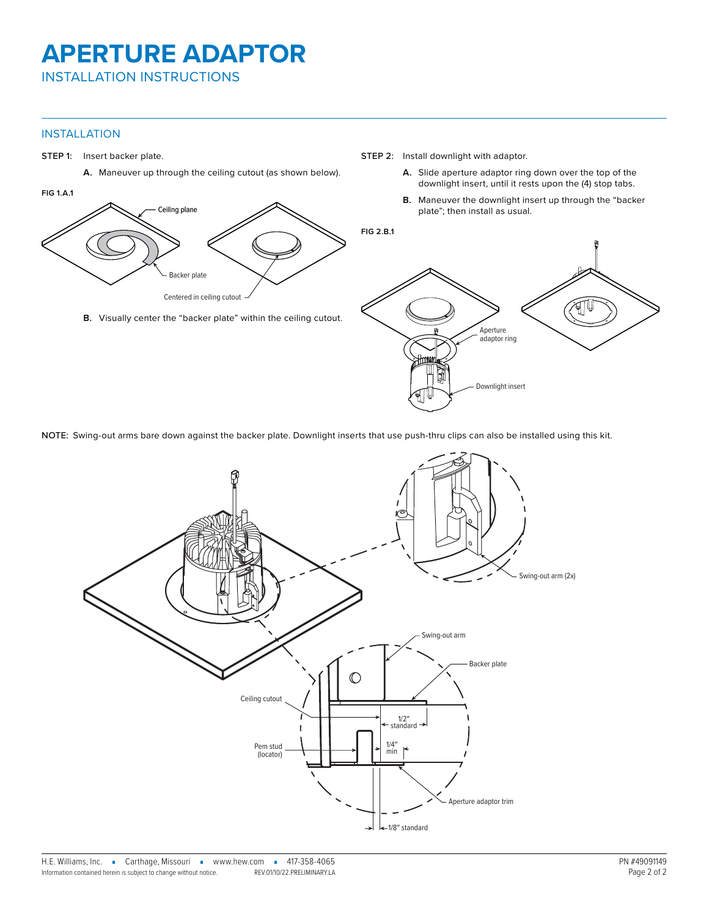# APERTURE ADAPTOR

INSTALLATION INSTRUCTIONS

## INSTALLATION

**STEP 1:** Insert backer plate.

**A.** Maneuver up through the ceiling cutout (as shown below).

**FIG 1.A.1**

Ceiling plane

Backer plate

Centered in ceiling cutout

**B.** Visually center the "backer plate" within the ceiling cutout.

**STEP 2:** Install downlight with adaptor.

**A.** Slide aperture adaptor ring down over the top of the downlight insert, until it rests upon the (4) stop tabs.

**B.** Maneuver the downlight insert up through the "backer plate"; then install as usual.

**FIG 2.B.1**

Aperture adaptor ring

Downlight insert

**NOTE:** Swing-out arms bare down against the backer plate. Downlight inserts that use push-thru clips can also be installed using this kit.

Swing-out arm (2x)

Swing-out arm

Backer plate

Ceiling cutout

1/2" standard

Pem stud (locator)

1/4" min

Aperture adaptor trim

1/8" standard

H.E. Williams, Inc. ▪ Carthage, Missouri ▪ www.hew.com ▪ 417-358-4065

Information contained herein is subject to change without notice. REV.01/10/22.PRELIMINARY.LA

PN #49091149